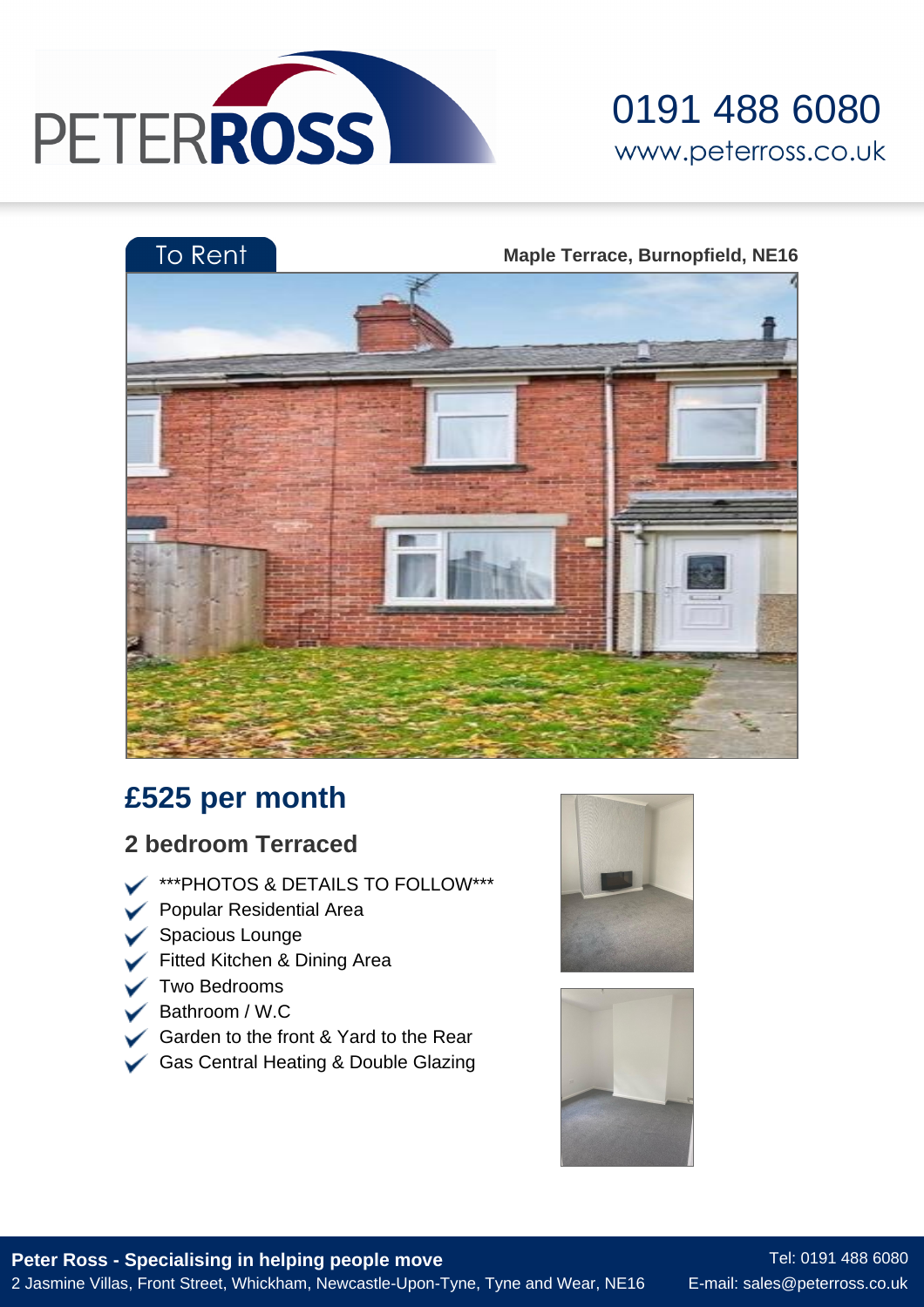PETER ROSS

0191 488 6080
www.peterross.co.uk

To Rent

**Maple Terrace, Burnopfield, NE16**

## £525 per month

### 2 bedroom Terraced

- ***PHOTOS & DETAILS TO FOLLOW***
- Popular Residential Area
- Spacious Lounge
- Fitted Kitchen & Dining Area
- Two Bedrooms
- Bathroom / W.C
- Garden to the front & Yard to the Rear
- Gas Central Heating & Double Glazing

**Peter Ross - Specialising in helping people move**
2 Jasmine Villas, Front Street, Whickham, Newcastle-Upon-Tyne, Tyne and Wear, NE16
Tel: 0191 488 6080
E-mail: sales@peterross.co.uk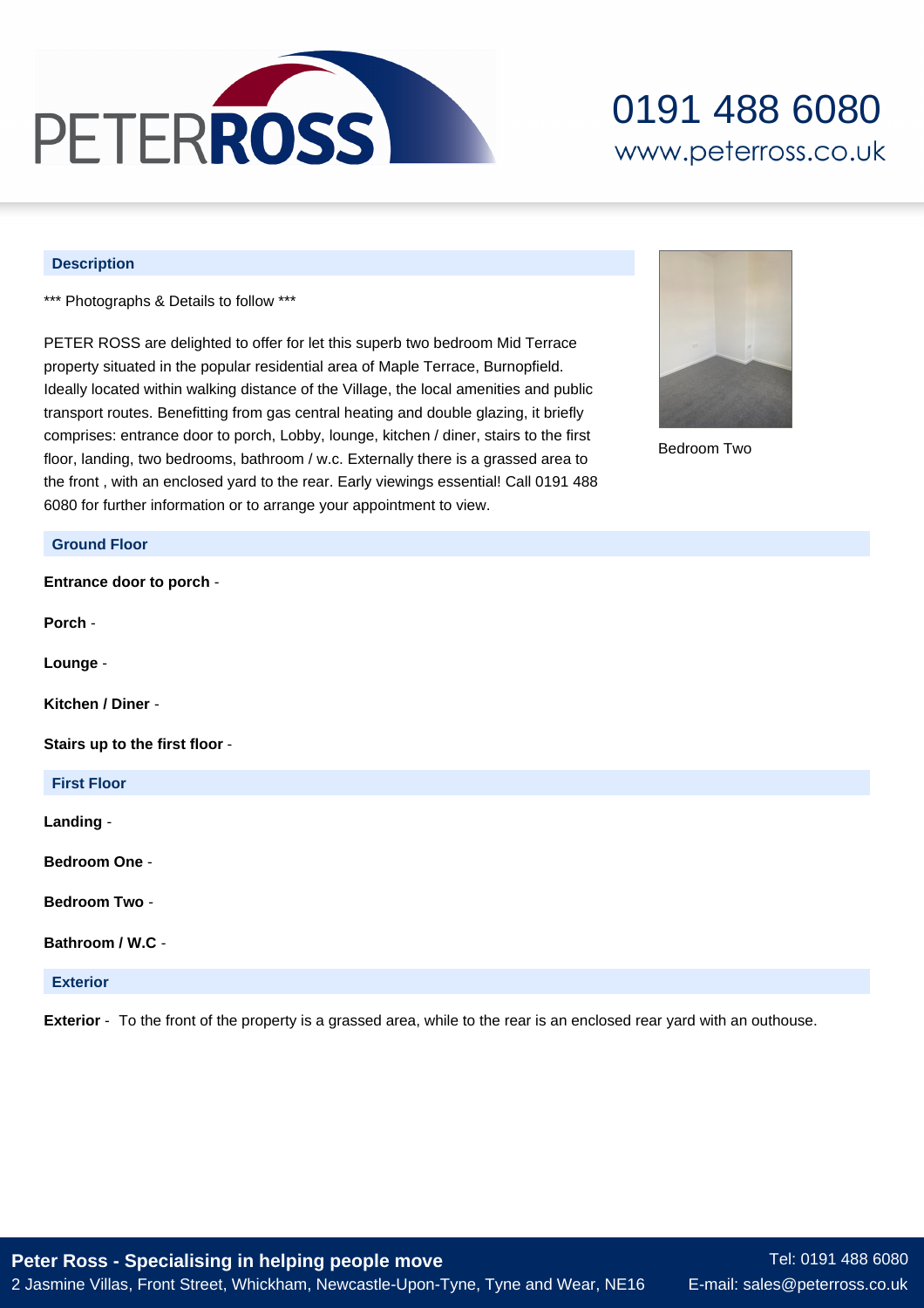## Description

*** Photographs & Details to follow ***

PETER ROSS are delighted to offer for let this superb two bedroom Mid Terrace property situated in the popular residential area of Maple Terrace, Burnopfield. Ideally located within walking distance of the Village, the local amenities and public transport routes. Benefitting from gas central heating and double glazing, it briefly comprises: entrance door to porch, Lobby, lounge, kitchen / diner, stairs to the first floor, landing, two bedrooms, bathroom / w.c. Externally there is a grassed area to the front , with an enclosed yard to the rear. Early viewings essential! Call 0191 488 6080 for further information or to arrange your appointment to view.

Bedroom Two

## Ground Floor

**Entrance door to porch** -

**Porch** -

**Lounge** -

**Kitchen / Diner** -

**Stairs up to the first floor** -

## First Floor

**Landing** -

**Bedroom One** -

**Bedroom Two** -

**Bathroom / W.C** -

## Exterior

**Exterior** - To the front of the property is a grassed area, while to the rear is an enclosed rear yard with an outhouse.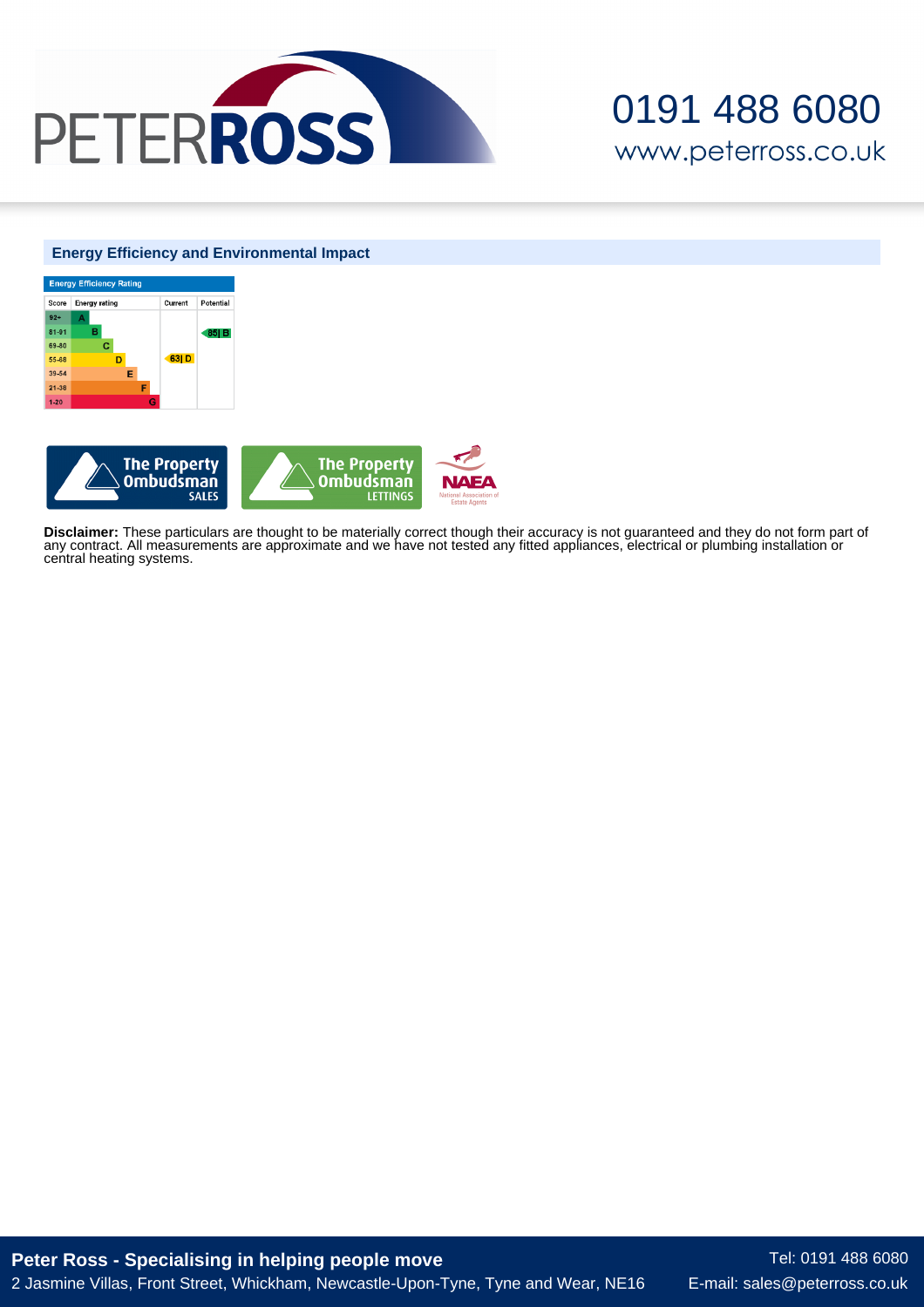## Energy Efficiency and Environmental Impact

Energy Efficiency Rating

Score | Energy rating | Current | Potential

92+ A
81-91 B
69-80 C
55-68 D
39-54 E
21-38 F
1-20 G

63| D
85| B

The Property Ombudsman SALES

The Property Ombudsman LETTINGS

NAEA National Association of Estate Agents

**Disclaimer:** These particulars are thought to be materially correct though their accuracy is not guaranteed and they do not form part of any contract. All measurements are approximate and we have not tested any fitted appliances, electrical or plumbing installation or central heating systems.